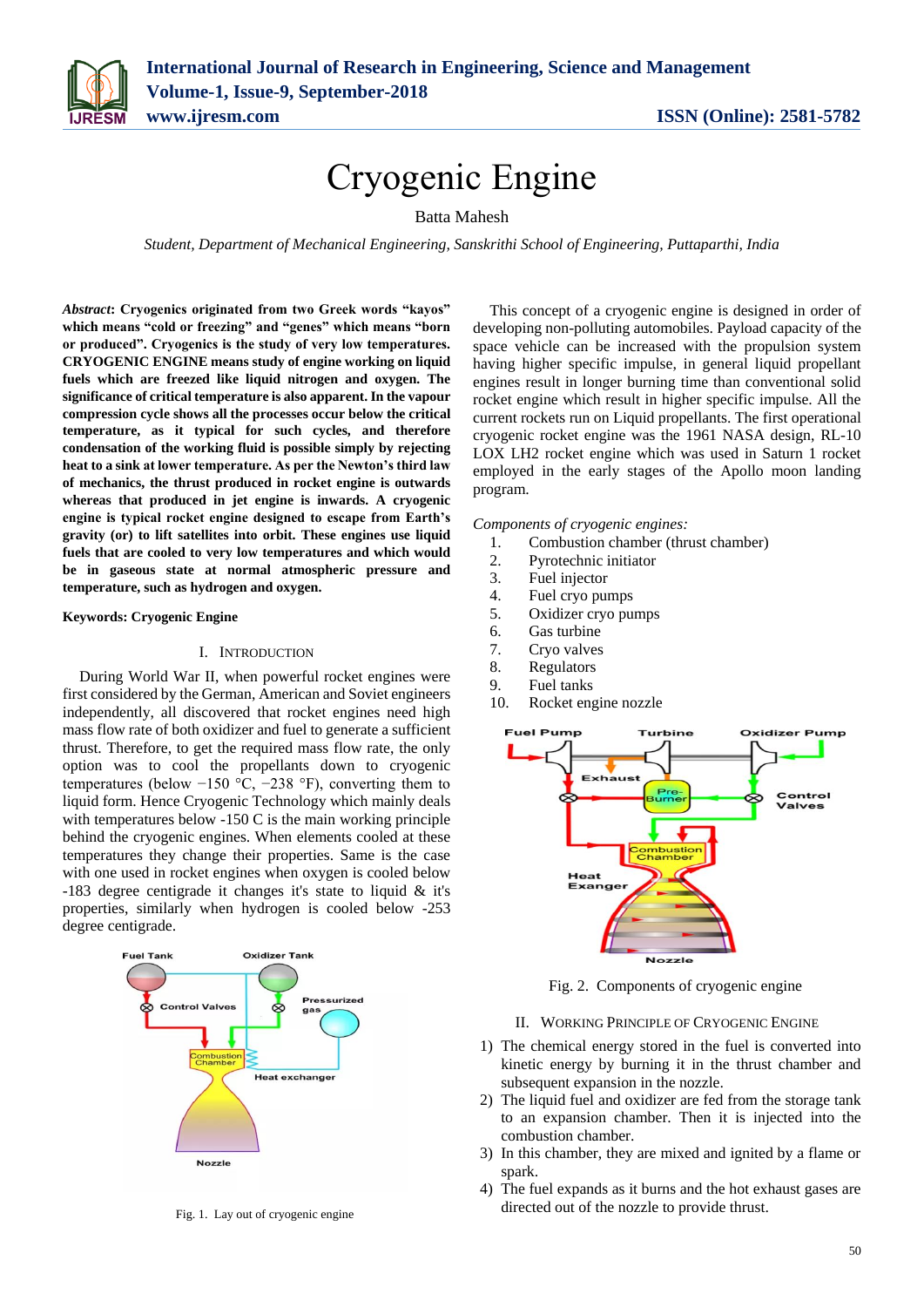# Cryogenic Engine

Batta Mahesh

*Student, Department of Mechanical Engineering, Sanskrithi School of Engineering, Puttaparthi, India*

***Abstract*: Cryogenics originated from two Greek words "kayos" which means "cold or freezing" and "genes" which means "born or produced". Cryogenics is the study of very low temperatures. CRYOGENIC ENGINE means study of engine working on liquid fuels which are freezed like liquid nitrogen and oxygen. The significance of critical temperature is also apparent. In the vapour compression cycle shows all the processes occur below the critical temperature, as it typical for such cycles, and therefore condensation of the working fluid is possible simply by rejecting heat to a sink at lower temperature. As per the Newton's third law of mechanics, the thrust produced in rocket engine is outwards whereas that produced in jet engine is inwards. A cryogenic engine is typical rocket engine designed to escape from Earth's gravity (or) to lift satellites into orbit. These engines use liquid fuels that are cooled to very low temperatures and which would be in gaseous state at normal atmospheric pressure and temperature, such as hydrogen and oxygen.**

**Keywords: Cryogenic Engine**

## I. Introduction

During World War II, when powerful rocket engines were first considered by the German, American and Soviet engineers independently, all discovered that rocket engines need high mass flow rate of both oxidizer and fuel to generate a sufficient thrust. Therefore, to get the required mass flow rate, the only option was to cool the propellants down to cryogenic temperatures (below −150 °C, −238 °F), converting them to liquid form. Hence Cryogenic Technology which mainly deals with temperatures below -150 C is the main working principle behind the cryogenic engines. When elements cooled at these temperatures they change their properties. Same is the case with one used in rocket engines when oxygen is cooled below -183 degree centigrade it changes it's state to liquid & it's properties, similarly when hydrogen is cooled below -253 degree centigrade.

Fig. 1. Lay out of cryogenic engine

This concept of a cryogenic engine is designed in order of developing non-polluting automobiles. Payload capacity of the space vehicle can be increased with the propulsion system having higher specific impulse, in general liquid propellant engines result in longer burning time than conventional solid rocket engine which result in higher specific impulse. All the current rockets run on Liquid propellants. The first operational cryogenic rocket engine was the 1961 NASA design, RL-10 LOX LH2 rocket engine which was used in Saturn 1 rocket employed in the early stages of the Apollo moon landing program.

*Components of cryogenic engines:*

1. Combustion chamber (thrust chamber)
2. Pyrotechnic initiator
3. Fuel injector
4. Fuel cryo pumps
5. Oxidizer cryo pumps
6. Gas turbine
7. Cryo valves
8. Regulators
9. Fuel tanks
10. Rocket engine nozzle

Fig. 2. Components of cryogenic engine

## II. Working Principle of Cryogenic Engine

1) The chemical energy stored in the fuel is converted into kinetic energy by burning it in the thrust chamber and subsequent expansion in the nozzle.
2) The liquid fuel and oxidizer are fed from the storage tank to an expansion chamber. Then it is injected into the combustion chamber.
3) In this chamber, they are mixed and ignited by a flame or spark.
4) The fuel expands as it burns and the hot exhaust gases are directed out of the nozzle to provide thrust.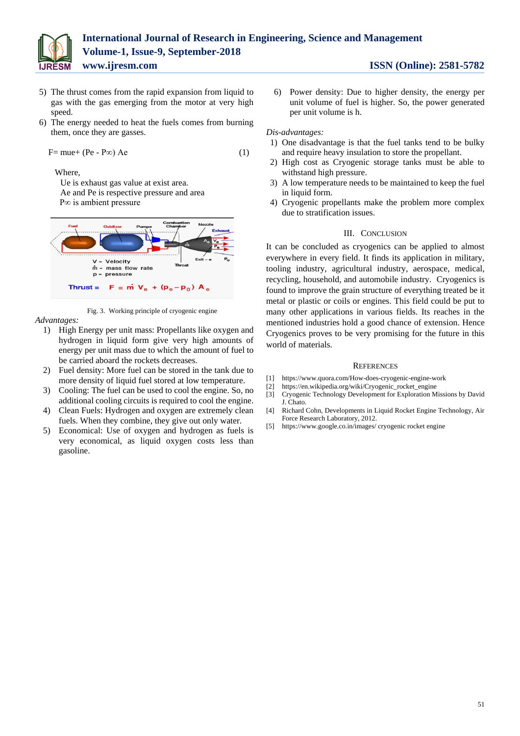5) The thrust comes from the rapid expansion from liquid to gas with the gas emerging from the motor at very high speed.
6) The energy needed to heat the fuels comes from burning them, once they are gasses.

$$F= mue+ (Pe - P\infty)\ Ae \quad (1)$$

Where,
Ue is exhaust gas value at exist area.
Ae and Pe is respective pressure and area
P∞ is ambient pressure

Fuel
Oxidizer
Pumps
Combustion Chamber
Nozzle
Exhaust
$A_e$
$V_e$
$p_e$
$\dot{m}$
Throat
Exit – e
$P_0$
V = Velocity
$\dot{m}$ = mass flow rate
p = pressure
Thrust = $F = \dot{m}\ V_e + (p_e - p_0)\ A_e$

Fig. 3. Working principle of cryogenic engine

*Advantages:*

1) High Energy per unit mass: Propellants like oxygen and hydrogen in liquid form give very high amounts of energy per unit mass due to which the amount of fuel to be carried aboard the rockets decreases.
2) Fuel density: More fuel can be stored in the tank due to more density of liquid fuel stored at low temperature.
3) Cooling: The fuel can be used to cool the engine. So, no additional cooling circuits is required to cool the engine.
4) Clean Fuels: Hydrogen and oxygen are extremely clean fuels. When they combine, they give out only water.
5) Economical: Use of oxygen and hydrogen as fuels is very economical, as liquid oxygen costs less than gasoline.
6) Power density: Due to higher density, the energy per unit volume of fuel is higher. So, the power generated per unit volume is h.

*Dis-advantages:*

1) One disadvantage is that the fuel tanks tend to be bulky and require heavy insulation to store the propellant.
2) High cost as Cryogenic storage tanks must be able to withstand high pressure.
3) A low temperature needs to be maintained to keep the fuel in liquid form.
4) Cryogenic propellants make the problem more complex due to stratification issues.

## III. Conclusion

It can be concluded as cryogenics can be applied to almost everywhere in every field. It finds its application in military, tooling industry, agricultural industry, aerospace, medical, recycling, household, and automobile industry. Cryogenics is found to improve the grain structure of everything treated be it metal or plastic or coils or engines. This field could be put to many other applications in various fields. Its reaches in the mentioned industries hold a good chance of extension. Hence Cryogenics proves to be very promising for the future in this world of materials.

## References

[1] https://www.quora.com/How-does-cryogenic-engine-work
[2] https://en.wikipedia.org/wiki/Cryogenic_rocket_engine
[3] Cryogenic Technology Development for Exploration Missions by David J. Chato.
[4] Richard Cohn, Developments in Liquid Rocket Engine Technology, Air Force Research Laboratory, 2012.
[5] https://www.google.co.in/images/ cryogenic rocket engine